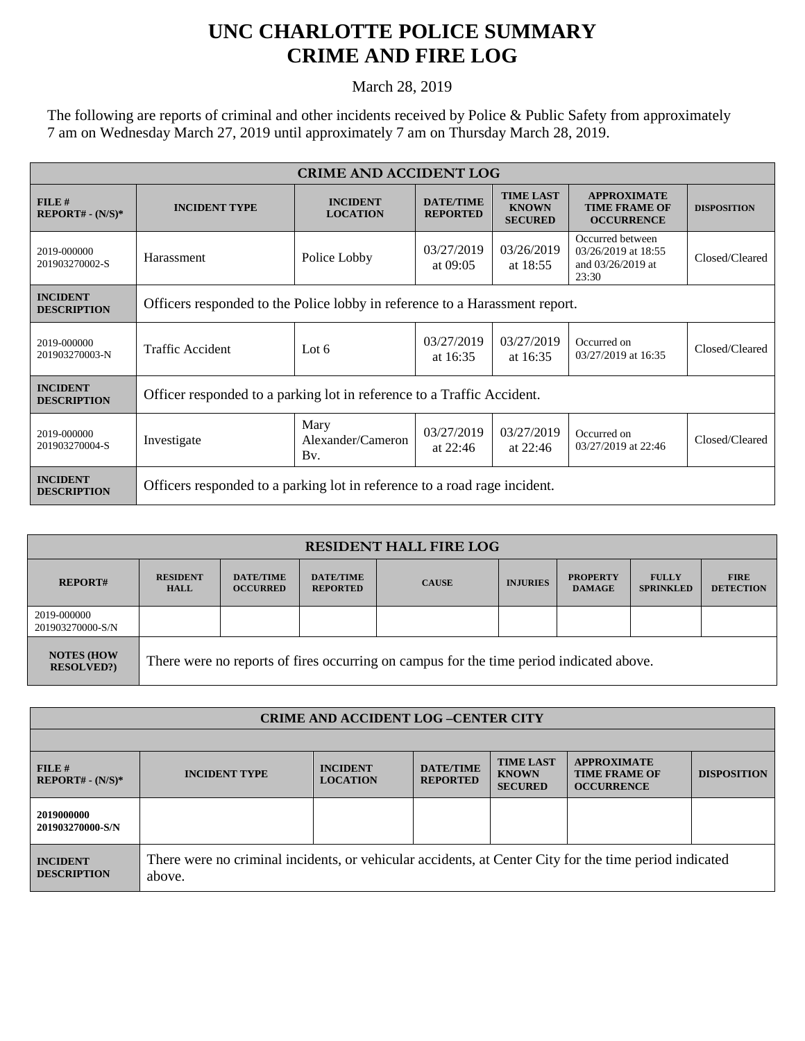# UNC CHARLOTTE POLICE SUMMARY
# CRIME AND FIRE LOG

March 28, 2019

The following are reports of criminal and other incidents received by Police & Public Safety from approximately 7 am on Wednesday March 27, 2019 until approximately 7 am on Thursday March 28, 2019.

| CRIME AND ACCIDENT LOG | | | | | | |
|---|---|---|---|---|---|---|
| **FILE # REPORT# - (N/S)*** | **INCIDENT TYPE** | **INCIDENT LOCATION** | **DATE/TIME REPORTED** | **TIME LAST KNOWN SECURED** | **APPROXIMATE TIME FRAME OF OCCURRENCE** | **DISPOSITION** |
| 2019-000000 201903270002-S | Harassment | Police Lobby | 03/27/2019 at 09:05 | 03/26/2019 at 18:55 | Occurred between 03/26/2019 at 18:55 and 03/26/2019 at 23:30 | Closed/Cleared |
| **INCIDENT DESCRIPTION** | Officers responded to the Police lobby in reference to a Harassment report. | | | | | |
| 2019-000000 201903270003-N | Traffic Accident | Lot 6 | 03/27/2019 at 16:35 | 03/27/2019 at 16:35 | Occurred on 03/27/2019 at 16:35 | Closed/Cleared |
| **INCIDENT DESCRIPTION** | Officer responded to a parking lot in reference to a Traffic Accident. | | | | | |
| 2019-000000 201903270004-S | Investigate | Mary Alexander/Cameron Bv. | 03/27/2019 at 22:46 | 03/27/2019 at 22:46 | Occurred on 03/27/2019 at 22:46 | Closed/Cleared |
| **INCIDENT DESCRIPTION** | Officers responded to a parking lot in reference to a road rage incident. | | | | | |

| RESIDENT HALL FIRE LOG | | | | | | | | |
|---|---|---|---|---|---|---|---|---|
| **REPORT#** | **RESIDENT HALL** | **DATE/TIME OCCURRED** | **DATE/TIME REPORTED** | **CAUSE** | **INJURIES** | **PROPERTY DAMAGE** | **FULLY SPRINKLED** | **FIRE DETECTION** |
| 2019-000000 201903270000-S/N | | | | | | | | |
| **NOTES (HOW RESOLVED?)** | There were no reports of fires occurring on campus for the time period indicated above. | | | | | | | |

| CRIME AND ACCIDENT LOG –CENTER CITY | | | | | | |
|---|---|---|---|---|---|---|
| **FILE # REPORT# - (N/S)*** | **INCIDENT TYPE** | **INCIDENT LOCATION** | **DATE/TIME REPORTED** | **TIME LAST KNOWN SECURED** | **APPROXIMATE TIME FRAME OF OCCURRENCE** | **DISPOSITION** |
| **2019000000 201903270000-S/N** | | | | | | |
| **INCIDENT DESCRIPTION** | There were no criminal incidents, or vehicular accidents, at Center City for the time period indicated above. | | | | | |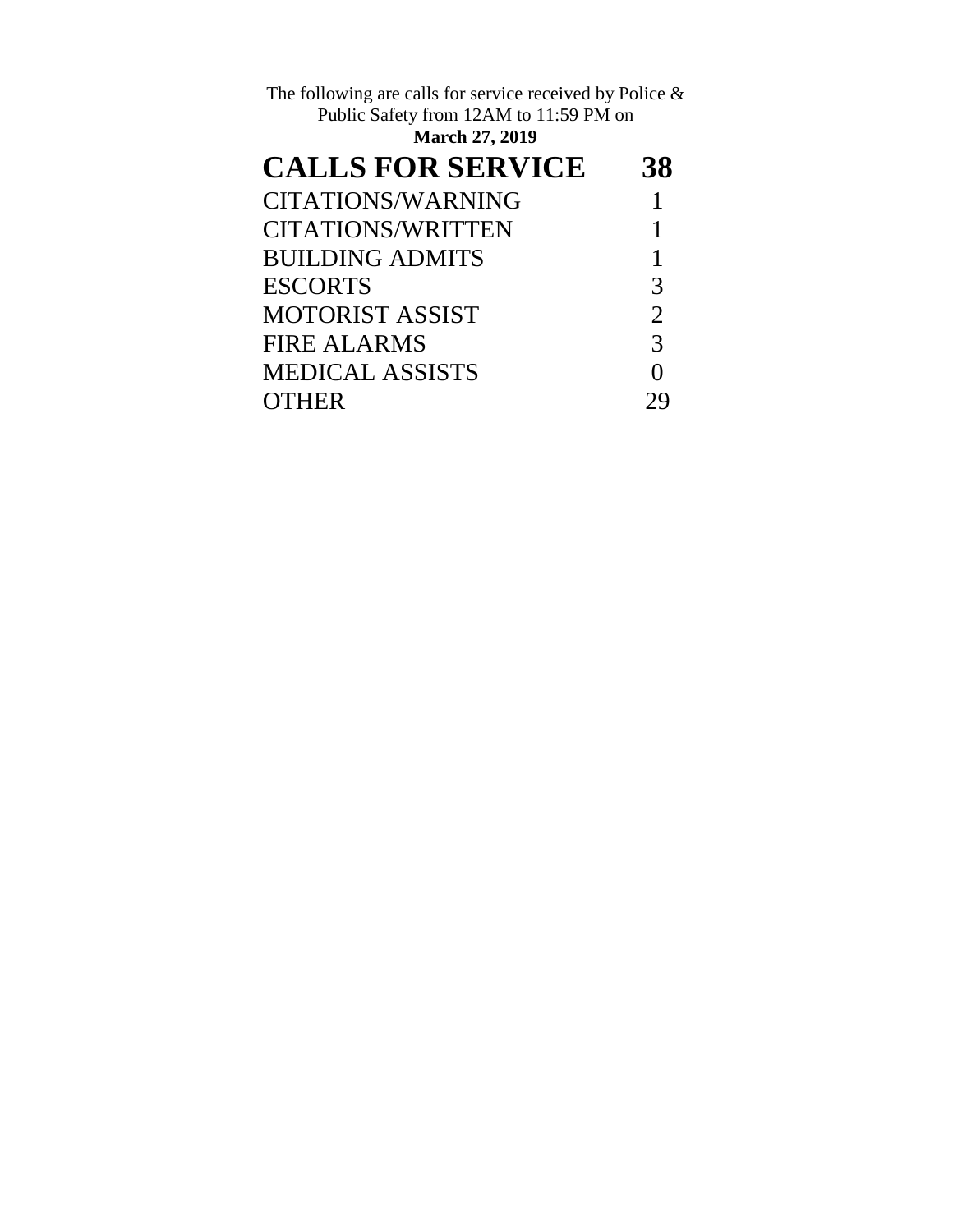The following are calls for service received by Police & Public Safety from 12AM to 11:59 PM on

**March 27, 2019**

| **CALLS FOR SERVICE** | **38** |
| --- | --- |
| CITATIONS/WARNING | 1 |
| CITATIONS/WRITTEN | 1 |
| BUILDING ADMITS | 1 |
| ESCORTS | 3 |
| MOTORIST ASSIST | 2 |
| FIRE ALARMS | 3 |
| MEDICAL ASSISTS | 0 |
| OTHER | 29 |